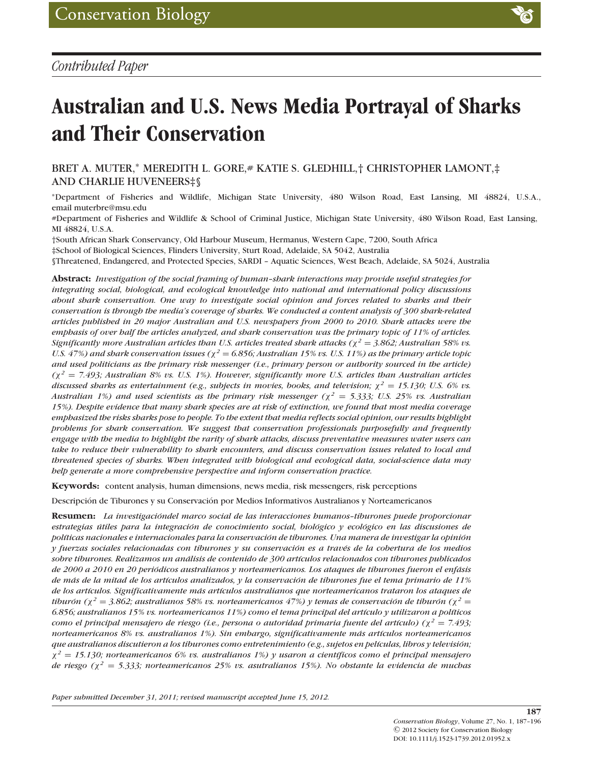Conservation Biology

*Contributed Paper*

# Australian and U.S. News Media Portrayal of Sharks and Their Conservation

BRET A. MUTER,[*] MEREDITH L. GORE,[#] KATIE S. GLEDHILL,[†] CHRISTOPHER LAMONT,[‡] AND CHARLIE HUVENEERS[‡§]

[*]Department of Fisheries and Wildlife, Michigan State University, 480 Wilson Road, East Lansing, MI 48824, U.S.A., email muterbre@msu.edu

[#]Department of Fisheries and Wildlife & School of Criminal Justice, Michigan State University, 480 Wilson Road, East Lansing, MI 48824, U.S.A.

[†]South African Shark Conservancy, Old Harbour Museum, Hermanus, Western Cape, 7200, South Africa

[‡]School of Biological Sciences, Flinders University, Sturt Road, Adelaide, SA 5042, Australia

[§]Threatened, Endangered, and Protected Species, SARDI – Aquatic Sciences, West Beach, Adelaide, SA 5024, Australia

**Abstract:** *Investigation of the social framing of human–shark interactions may provide useful strategies for integrating social, biological, and ecological knowledge into national and international policy discussions about shark conservation. One way to investigate social opinion and forces related to sharks and their conservation is through the media's coverage of sharks. We conducted a content analysis of 300 shark-related articles published in 20 major Australian and U.S. newspapers from 2000 to 2010. Shark attacks were the emphasis of over half the articles analyzed, and shark conservation was the primary topic of 11% of articles. Significantly more Australian articles than U.S. articles treated shark attacks ($\chi^2 = 3.862$; Australian 58% vs. U.S. 47%) and shark conservation issues ($\chi^2 = 6.856$; Australian 15% vs. U.S. 11%) as the primary article topic and used politicians as the primary risk messenger (i.e., primary person or authority sourced in the article) ($\chi^2 = 7.493$; Australian 8% vs. U.S. 1%). However, significantly more U.S. articles than Australian articles discussed sharks as entertainment (e.g., subjects in movies, books, and television; $\chi^2 = 15.130$; U.S. 6% vs. Australian 1%) and used scientists as the primary risk messenger ($\chi^2 = 5.333$; U.S. 25% vs. Australian 15%). Despite evidence that many shark species are at risk of extinction, we found that most media coverage emphasized the risks sharks pose to people. To the extent that media reflects social opinion, our results highlight problems for shark conservation. We suggest that conservation professionals purposefully and frequently engage with the media to highlight the rarity of shark attacks, discuss preventative measures water users can take to reduce their vulnerability to shark encounters, and discuss conservation issues related to local and threatened species of sharks. When integrated with biological and ecological data, social-science data may help generate a more comprehensive perspective and inform conservation practice.*

**Keywords:** content analysis, human dimensions, news media, risk messengers, risk perceptions

Descripción de Tiburones y su Conservación por Medios Informativos Australianos y Norteamericanos

**Resumen:** *La investigacióndel marco social de las interacciones humanos-tiburones puede proporcionar estrategias útiles para la integración de conocimiento social, biológico y ecológico en las discusiones de políticas nacionales e internacionales para la conservación de tiburones. Una manera de investigar la opinión y fuerzas sociales relacionadas con tiburones y su conservación es a través de la cobertura de los medios sobre tiburones. Realizamos un análisis de contenido de 300 artículos relacionados con tiburones publicados de 2000 a 2010 en 20 periódicos australianos y norteamericanos. Los ataques de tiburones fueron el énfasis de más de la mitad de los artículos analizados, y la conservación de tiburones fue el tema primario de 11% de los artículos. Significativamente más artículos australianos que norteamericanos trataron los ataques de tiburón ($\chi^2 = 3.862$; australianos 58% vs. norteamericanos 47%) y temas de conservación de tiburón ($\chi^2 = 6.856$; australianos 15% vs. norteamericanos 11%) como el tema principal del artículo y utilizaron a políticos como el principal mensajero de riesgo (i.e., persona o autoridad primaria fuente del artículo) ($\chi^2 = 7.493$; norteamericanos 8% vs. australianos 1%). Sin embargo, significativamente más artículos norteamericanos que australianos discutieron a los tiburones como entretenimiento (e.g., sujetos en películas, libros y televisión; $\chi^2 = 15.130$; norteamericanos 6% vs. australianos 1%) y usaron a científicos como el principal mensajero de riesgo ($\chi^2 = 5.333$; norteamericanos 25% vs. asutralianos 15%). No obstante la evidencia de muchas*

Paper submitted December 31, 2011; revised manuscript accepted June 15, 2012.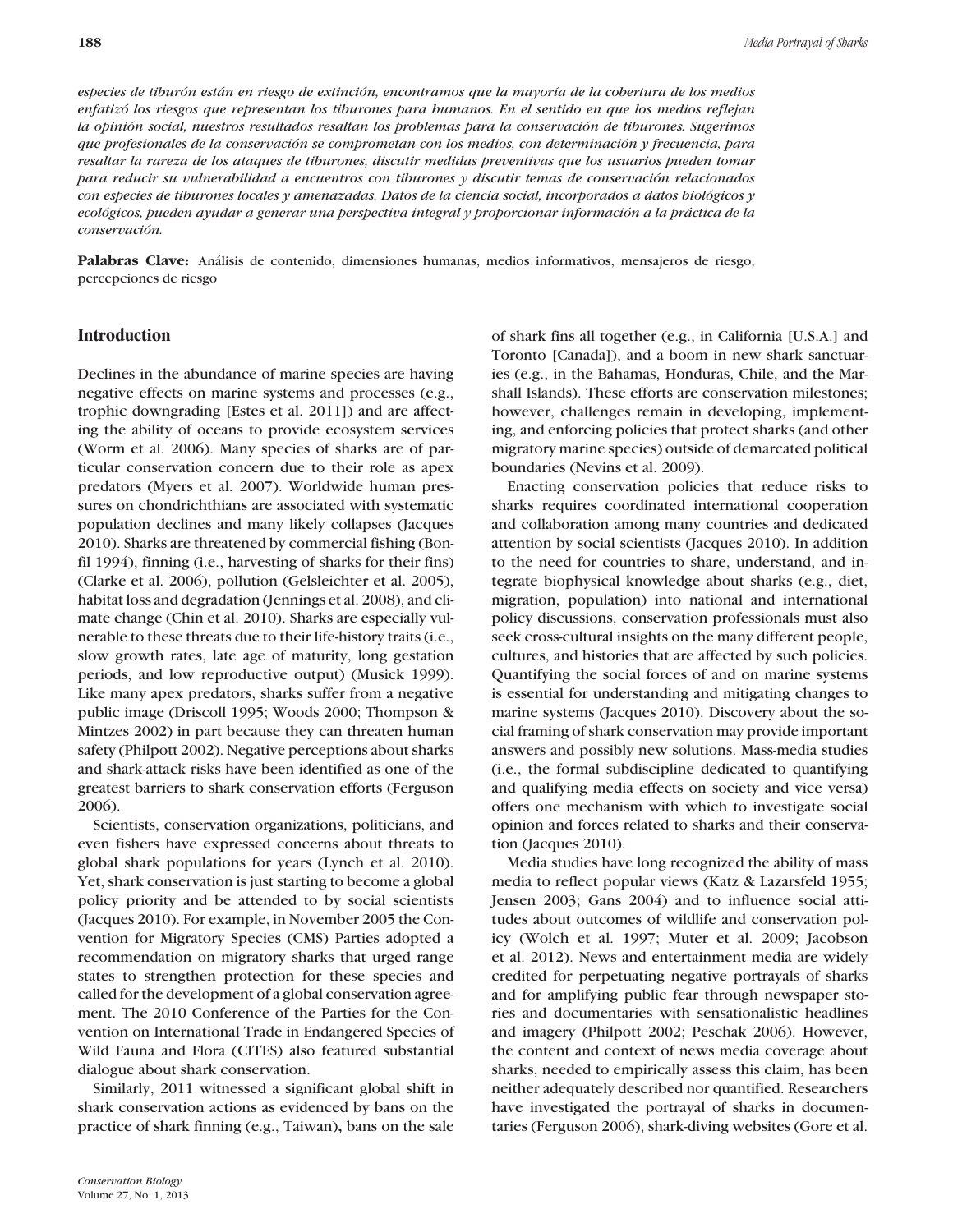*especies de tiburón están en riesgo de extinción, encontramos que la mayoría de la cobertura de los medios enfatizó los riesgos que representan los tiburones para humanos. En el sentido en que los medios reflejan la opinión social, nuestros resultados resaltan los problemas para la conservación de tiburones. Sugerimos que profesionales de la conservación se comprometan con los medios, con determinación y frecuencia, para resaltar la rareza de los ataques de tiburones, discutir medidas preventivas que los usuarios pueden tomar para reducir su vulnerabilidad a encuentros con tiburones y discutir temas de conservación relacionados con especies de tiburones locales y amenazadas. Datos de la ciencia social, incorporados a datos biológicos y ecológicos, pueden ayudar a generar una perspectiva integral y proporcionar información a la práctica de la conservación.*

**Palabras Clave:** Análisis de contenido, dimensiones humanas, medios informativos, mensajeros de riesgo, percepciones de riesgo

## Introduction

Declines in the abundance of marine species are having negative effects on marine systems and processes (e.g., trophic downgrading [Estes et al. 2011]) and are affecting the ability of oceans to provide ecosystem services (Worm et al. 2006). Many species of sharks are of particular conservation concern due to their role as apex predators (Myers et al. 2007). Worldwide human pressures on chondrichthians are associated with systematic population declines and many likely collapses (Jacques 2010). Sharks are threatened by commercial fishing (Bonfil 1994), finning (i.e., harvesting of sharks for their fins) (Clarke et al. 2006), pollution (Gelsleichter et al. 2005), habitat loss and degradation (Jennings et al. 2008), and climate change (Chin et al. 2010). Sharks are especially vulnerable to these threats due to their life-history traits (i.e., slow growth rates, late age of maturity, long gestation periods, and low reproductive output) (Musick 1999). Like many apex predators, sharks suffer from a negative public image (Driscoll 1995; Woods 2000; Thompson & Mintzes 2002) in part because they can threaten human safety (Philpott 2002). Negative perceptions about sharks and shark-attack risks have been identified as one of the greatest barriers to shark conservation efforts (Ferguson 2006).

Scientists, conservation organizations, politicians, and even fishers have expressed concerns about threats to global shark populations for years (Lynch et al. 2010). Yet, shark conservation is just starting to become a global policy priority and be attended to by social scientists (Jacques 2010). For example, in November 2005 the Convention for Migratory Species (CMS) Parties adopted a recommendation on migratory sharks that urged range states to strengthen protection for these species and called for the development of a global conservation agreement. The 2010 Conference of the Parties for the Convention on International Trade in Endangered Species of Wild Fauna and Flora (CITES) also featured substantial dialogue about shark conservation.

Similarly, 2011 witnessed a significant global shift in shark conservation actions as evidenced by bans on the practice of shark finning (e.g., Taiwan), bans on the sale of shark fins all together (e.g., in California [U.S.A.] and Toronto [Canada]), and a boom in new shark sanctuaries (e.g., in the Bahamas, Honduras, Chile, and the Marshall Islands). These efforts are conservation milestones; however, challenges remain in developing, implementing, and enforcing policies that protect sharks (and other migratory marine species) outside of demarcated political boundaries (Nevins et al. 2009).

Enacting conservation policies that reduce risks to sharks requires coordinated international cooperation and collaboration among many countries and dedicated attention by social scientists (Jacques 2010). In addition to the need for countries to share, understand, and integrate biophysical knowledge about sharks (e.g., diet, migration, population) into national and international policy discussions, conservation professionals must also seek cross-cultural insights on the many different people, cultures, and histories that are affected by such policies. Quantifying the social forces of and on marine systems is essential for understanding and mitigating changes to marine systems (Jacques 2010). Discovery about the social framing of shark conservation may provide important answers and possibly new solutions. Mass-media studies (i.e., the formal subdiscipline dedicated to quantifying and qualifying media effects on society and vice versa) offers one mechanism with which to investigate social opinion and forces related to sharks and their conservation (Jacques 2010).

Media studies have long recognized the ability of mass media to reflect popular views (Katz & Lazarsfeld 1955; Jensen 2003; Gans 2004) and to influence social attitudes about outcomes of wildlife and conservation policy (Wolch et al. 1997; Muter et al. 2009; Jacobson et al. 2012). News and entertainment media are widely credited for perpetuating negative portrayals of sharks and for amplifying public fear through newspaper stories and documentaries with sensationalistic headlines and imagery (Philpott 2002; Peschak 2006). However, the content and context of news media coverage about sharks, needed to empirically assess this claim, has been neither adequately described nor quantified. Researchers have investigated the portrayal of sharks in documentaries (Ferguson 2006), shark-diving websites (Gore et al.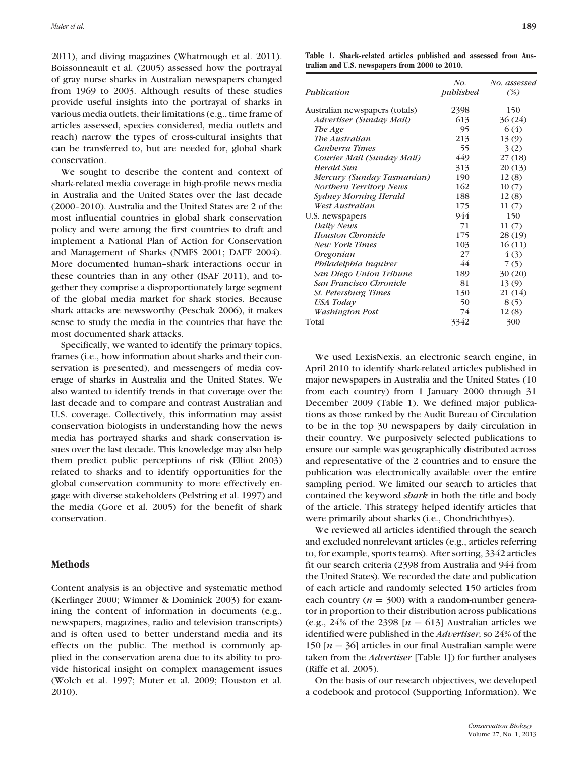2011), and diving magazines (Whatmough et al. 2011). Boissonneault et al. (2005) assessed how the portrayal of gray nurse sharks in Australian newspapers changed from 1969 to 2003. Although results of these studies provide useful insights into the portrayal of sharks in various media outlets, their limitations (e.g., time frame of articles assessed, species considered, media outlets and reach) narrow the types of cross-cultural insights that can be transferred to, but are needed for, global shark conservation.

We sought to describe the content and context of shark-related media coverage in high-profile news media in Australia and the United States over the last decade (2000–2010). Australia and the United States are 2 of the most influential countries in global shark conservation policy and were among the first countries to draft and implement a National Plan of Action for Conservation and Management of Sharks (NMFS 2001; DAFF 2004). More documented human–shark interactions occur in these countries than in any other (ISAF 2011), and together they comprise a disproportionately large segment of the global media market for shark stories. Because shark attacks are newsworthy (Peschak 2006), it makes sense to study the media in the countries that have the most documented shark attacks.

Specifically, we wanted to identify the primary topics, frames (i.e., how information about sharks and their conservation is presented), and messengers of media coverage of sharks in Australia and the United States. We also wanted to identify trends in that coverage over the last decade and to compare and contrast Australian and U.S. coverage. Collectively, this information may assist conservation biologists in understanding how the news media has portrayed sharks and shark conservation issues over the last decade. This knowledge may also help them predict public perceptions of risk (Elliot 2003) related to sharks and to identify opportunities for the global conservation community to more effectively engage with diverse stakeholders (Pelstring et al. 1997) and the media (Gore et al. 2005) for the benefit of shark conservation.

## Methods

Content analysis is an objective and systematic method (Kerlinger 2000; Wimmer & Dominick 2003) for examining the content of information in documents (e.g., newspapers, magazines, radio and television transcripts) and is often used to better understand media and its effects on the public. The method is commonly applied in the conservation arena due to its ability to provide historical insight on complex management issues (Wolch et al. 1997; Muter et al. 2009; Houston et al. 2010).

**Table 1. Shark-related articles published and assessed from Australian and U.S. newspapers from 2000 to 2010.**

| *Publication* | *No. published* | *No. assessed (%)* |
|---|---|---|
| Australian newspapers (totals) | 2398 | 150 |
| *Advertiser (Sunday Mail)* | 613 | 36 (24) |
| *The Age* | 95 | 6 (4) |
| *The Australian* | 213 | 13 (9) |
| *Canberra Times* | 55 | 3 (2) |
| *Courier Mail (Sunday Mail)* | 449 | 27 (18) |
| *Herald Sun* | 313 | 20 (13) |
| *Mercury (Sunday Tasmanian)* | 190 | 12 (8) |
| *Northern Territory News* | 162 | 10 (7) |
| *Sydney Morning Herald* | 188 | 12 (8) |
| *West Australian* | 175 | 11 (7) |
| U.S. newspapers | 944 | 150 |
| *Daily News* | 71 | 11 (7) |
| *Houston Chronicle* | 175 | 28 (19) |
| *New York Times* | 103 | 16 (11) |
| *Oregonian* | 27 | 4 (3) |
| *Philadelphia Inquirer* | 44 | 7 (5) |
| *San Diego Union Tribune* | 189 | 30 (20) |
| *San Francisco Chronicle* | 81 | 13 (9) |
| *St. Petersburg Times* | 130 | 21 (14) |
| *USA Today* | 50 | 8 (5) |
| *Washington Post* | 74 | 12 (8) |
| Total | 3342 | 300 |

We used LexisNexis, an electronic search engine, in April 2010 to identify shark-related articles published in major newspapers in Australia and the United States (10 from each country) from 1 January 2000 through 31 December 2009 (Table 1). We defined major publications as those ranked by the Audit Bureau of Circulation to be in the top 30 newspapers by daily circulation in their country. We purposively selected publications to ensure our sample was geographically distributed across and representative of the 2 countries and to ensure the publication was electronically available over the entire sampling period. We limited our search to articles that contained the keyword ***shark*** in both the title and body of the article. This strategy helped identify articles that were primarily about sharks (i.e., Chondrichthyes).

We reviewed all articles identified through the search and excluded nonrelevant articles (e.g., articles referring to, for example, sports teams). After sorting, 3342 articles fit our search criteria (2398 from Australia and 944 from the United States). We recorded the date and publication of each article and randomly selected 150 articles from each country ($n = 300$) with a random-number generator in proportion to their distribution across publications (e.g., 24% of the 2398 [$n = 613$] Australian articles we identified were published in the *Advertiser,* so 24% of the 150 [$n = 36$] articles in our final Australian sample were taken from the *Advertiser* [Table 1]) for further analyses (Riffe et al. 2005).

On the basis of our research objectives, we developed a codebook and protocol (Supporting Information). We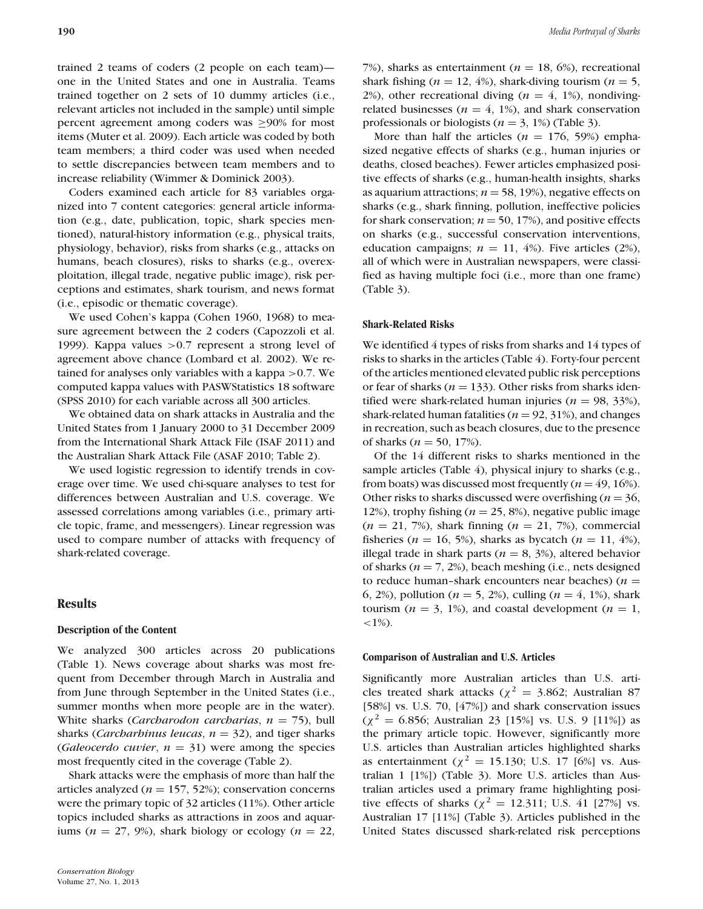trained 2 teams of coders (2 people on each team)—one in the United States and one in Australia. Teams trained together on 2 sets of 10 dummy articles (i.e., relevant articles not included in the sample) until simple percent agreement among coders was ≥90% for most items (Muter et al. 2009). Each article was coded by both team members; a third coder was used when needed to settle discrepancies between team members and to increase reliability (Wimmer & Dominick 2003).

Coders examined each article for 83 variables organized into 7 content categories: general article information (e.g., date, publication, topic, shark species mentioned), natural-history information (e.g., physical traits, physiology, behavior), risks from sharks (e.g., attacks on humans, beach closures), risks to sharks (e.g., overexploitation, illegal trade, negative public image), risk perceptions and estimates, shark tourism, and news format (i.e., episodic or thematic coverage).

We used Cohen's kappa (Cohen 1960, 1968) to measure agreement between the 2 coders (Capozzoli et al. 1999). Kappa values >0.7 represent a strong level of agreement above chance (Lombard et al. 2002). We retained for analyses only variables with a kappa >0.7. We computed kappa values with PASWStatistics 18 software (SPSS 2010) for each variable across all 300 articles.

We obtained data on shark attacks in Australia and the United States from 1 January 2000 to 31 December 2009 from the International Shark Attack File (ISAF 2011) and the Australian Shark Attack File (ASAF 2010; Table 2).

We used logistic regression to identify trends in coverage over time. We used chi-square analyses to test for differences between Australian and U.S. coverage. We assessed correlations among variables (i.e., primary article topic, frame, and messengers). Linear regression was used to compare number of attacks with frequency of shark-related coverage.

## Results

### Description of the Content

We analyzed 300 articles across 20 publications (Table 1). News coverage about sharks was most frequent from December through March in Australia and from June through September in the United States (i.e., summer months when more people are in the water). White sharks (*Carcharodon carcharias*, $n = 75$), bull sharks (*Carcharhinus leucas*, $n = 32$), and tiger sharks (*Galeocerdo cuvier*, $n = 31$) were among the species most frequently cited in the coverage (Table 2).

Shark attacks were the emphasis of more than half the articles analyzed ($n = 157$, 52%); conservation concerns were the primary topic of 32 articles (11%). Other article topics included sharks as attractions in zoos and aquariums ($n = 27$, 9%), shark biology or ecology ($n = 22$, 7%), sharks as entertainment ($n = 18$, 6%), recreational shark fishing ($n = 12$, 4%), shark-diving tourism ($n = 5$, 2%), other recreational diving ($n = 4$, 1%), nondiving-related businesses ($n = 4$, 1%), and shark conservation professionals or biologists ($n = 3$, 1%) (Table 3).

More than half the articles ($n = 176$, 59%) emphasized negative effects of sharks (e.g., human injuries or deaths, closed beaches). Fewer articles emphasized positive effects of sharks (e.g., human-health insights, sharks as aquarium attractions; $n = 58$, 19%), negative effects on sharks (e.g., shark finning, pollution, ineffective policies for shark conservation; $n = 50$, 17%), and positive effects on sharks (e.g., successful conservation interventions, education campaigns; $n = 11$, 4%). Five articles (2%), all of which were in Australian newspapers, were classified as having multiple foci (i.e., more than one frame) (Table 3).

### Shark-Related Risks

We identified 4 types of risks from sharks and 14 types of risks to sharks in the articles (Table 4). Forty-four percent of the articles mentioned elevated public risk perceptions or fear of sharks ($n = 133$). Other risks from sharks identified were shark-related human injuries ($n = 98$, 33%), shark-related human fatalities ($n = 92$, 31%), and changes in recreation, such as beach closures, due to the presence of sharks ($n = 50$, 17%).

Of the 14 different risks to sharks mentioned in the sample articles (Table 4), physical injury to sharks (e.g., from boats) was discussed most frequently ($n = 49$, 16%). Other risks to sharks discussed were overfishing ($n = 36$, 12%), trophy fishing ($n = 25$, 8%), negative public image ($n = 21$, 7%), shark finning ($n = 21$, 7%), commercial fisheries ($n = 16$, 5%), sharks as bycatch ($n = 11$, 4%), illegal trade in shark parts ($n = 8$, 3%), altered behavior of sharks ($n = 7$, 2%), beach meshing (i.e., nets designed to reduce human–shark encounters near beaches) ($n = 6$, 2%), pollution ($n = 5$, 2%), culling ($n = 4$, 1%), shark tourism ($n = 3$, 1%), and coastal development ($n = 1$, <1%).

### Comparison of Australian and U.S. Articles

Significantly more Australian articles than U.S. articles treated shark attacks ($\chi^2 = 3.862$; Australian 87 [58%] vs. U.S. 70, [47%]) and shark conservation issues ($\chi^2 = 6.856$; Australian 23 [15%] vs. U.S. 9 [11%]) as the primary article topic. However, significantly more U.S. articles than Australian articles highlighted sharks as entertainment ($\chi^2 = 15.130$; U.S. 17 [6%] vs. Australian 1 [1%]) (Table 3). More U.S. articles than Australian articles used a primary frame highlighting positive effects of sharks ($\chi^2 = 12.311$; U.S. 41 [27%] vs. Australian 17 [11%] (Table 3). Articles published in the United States discussed shark-related risk perceptions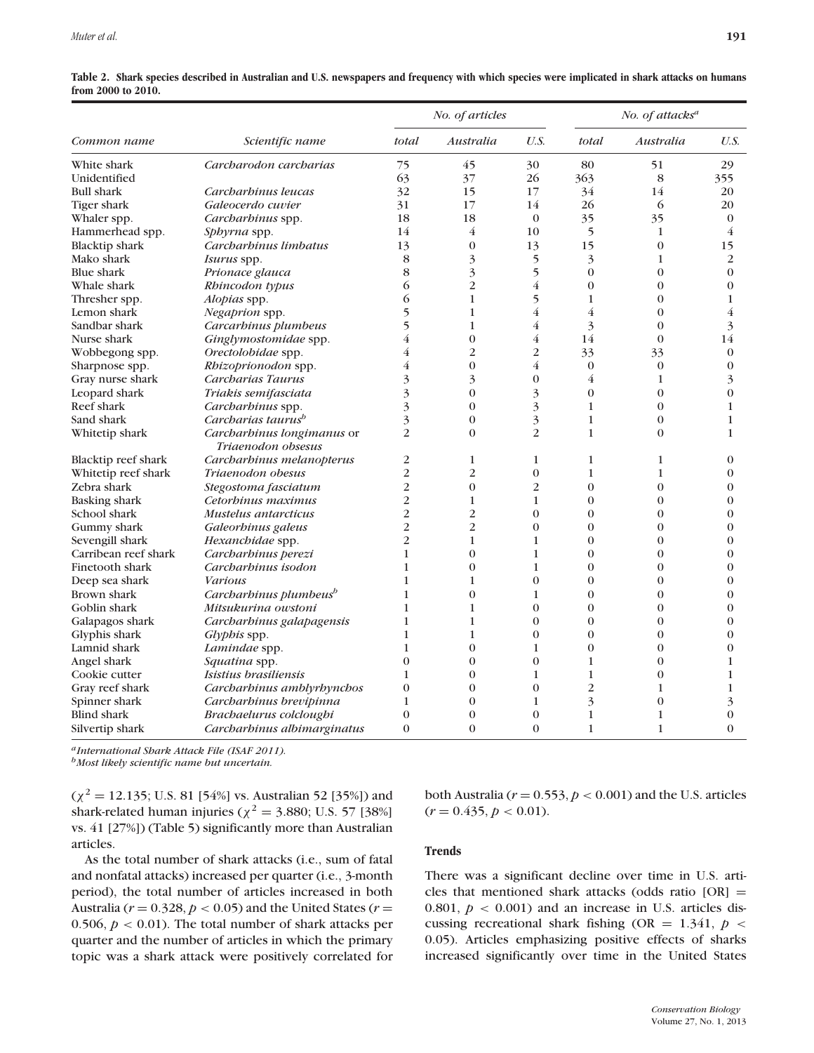**Table 2. Shark species described in Australian and U.S. newspapers and frequency with which species were implicated in shark attacks on humans from 2000 to 2010.**

| Common name | Scientific name | No. of articles | | | No. of attacks[a] | | |
|---|---|---|---|---|---|---|---|
| | | total | Australia | U.S. | total | Australia | U.S. |
| White shark | *Carcharodon carcharias* | 75 | 45 | 30 | 80 | 51 | 29 |
| Unidentified | | 63 | 37 | 26 | 363 | 8 | 355 |
| Bull shark | *Carcharhinus leucas* | 32 | 15 | 17 | 34 | 14 | 20 |
| Tiger shark | *Galeocerdo cuvier* | 31 | 17 | 14 | 26 | 6 | 20 |
| Whaler spp. | *Carcharhinus* spp. | 18 | 18 | 0 | 35 | 35 | 0 |
| Hammerhead spp. | *Sphyrna* spp. | 14 | 4 | 10 | 5 | 1 | 4 |
| Blacktip shark | *Carcharhinus limbatus* | 13 | 0 | 13 | 15 | 0 | 15 |
| Mako shark | *Isurus* spp. | 8 | 3 | 5 | 3 | 1 | 2 |
| Blue shark | *Prionace glauca* | 8 | 3 | 5 | 0 | 0 | 0 |
| Whale shark | *Rhincodon typus* | 6 | 2 | 4 | 0 | 0 | 0 |
| Thresher spp. | *Alopias* spp. | 6 | 1 | 5 | 1 | 0 | 1 |
| Lemon shark | *Negaprion* spp. | 5 | 1 | 4 | 4 | 0 | 4 |
| Sandbar shark | *Carcarhinus plumbeus* | 5 | 1 | 4 | 3 | 0 | 3 |
| Nurse shark | *Ginglymostomidae* spp. | 4 | 0 | 4 | 14 | 0 | 14 |
| Wobbegong spp. | *Orectolobidae* spp. | 4 | 2 | 2 | 33 | 33 | 0 |
| Sharpnose spp. | *Rhizoprionodon* spp. | 4 | 0 | 4 | 0 | 0 | 0 |
| Gray nurse shark | *Carcharias Taurus* | 3 | 3 | 0 | 4 | 1 | 3 |
| Leopard shark | *Triakis semifasciata* | 3 | 0 | 3 | 0 | 0 | 0 |
| Reef shark | *Carcharhinus* spp. | 3 | 0 | 3 | 1 | 0 | 1 |
| Sand shark | *Carcharias taurus*[b] | 3 | 0 | 3 | 1 | 0 | 1 |
| Whitetip shark | *Carcharhinus longimanus* or *Triaenodon obsesus* | 2 | 0 | 2 | 1 | 0 | 1 |
| Blacktip reef shark | *Carcharhinus melanopterus* | 2 | 1 | 1 | 1 | 1 | 0 |
| Whitetip reef shark | *Triaenodon obesus* | 2 | 2 | 0 | 1 | 1 | 0 |
| Zebra shark | *Stegostoma fasciatum* | 2 | 0 | 2 | 0 | 0 | 0 |
| Basking shark | *Cetorhinus maximus* | 2 | 1 | 1 | 0 | 0 | 0 |
| School shark | *Mustelus antarcticus* | 2 | 2 | 0 | 0 | 0 | 0 |
| Gummy shark | *Galeorhinus galeus* | 2 | 2 | 0 | 0 | 0 | 0 |
| Sevengill shark | *Hexanchidae* spp. | 2 | 1 | 1 | 0 | 0 | 0 |
| Carribean reef shark | *Carcharhinus perezi* | 1 | 0 | 1 | 0 | 0 | 0 |
| Finetooth shark | *Carcharhinus isodon* | 1 | 0 | 1 | 0 | 0 | 0 |
| Deep sea shark | *Various* | 1 | 1 | 0 | 0 | 0 | 0 |
| Brown shark | *Carcharhinus plumbeus*[b] | 1 | 0 | 1 | 0 | 0 | 0 |
| Goblin shark | *Mitsukurina owstoni* | 1 | 1 | 0 | 0 | 0 | 0 |
| Galapagos shark | *Carcharhinus galapagensis* | 1 | 1 | 0 | 0 | 0 | 0 |
| Glyphis shark | *Glyphis* spp. | 1 | 1 | 0 | 0 | 0 | 0 |
| Lamnid shark | *Lamindae* spp. | 1 | 0 | 1 | 0 | 0 | 0 |
| Angel shark | *Squatina* spp. | 0 | 0 | 0 | 1 | 0 | 1 |
| Cookie cutter | *Isistius brasiliensis* | 1 | 0 | 1 | 1 | 0 | 1 |
| Gray reef shark | *Carcharhinus amblyrhynchos* | 0 | 0 | 0 | 2 | 1 | 1 |
| Spinner shark | *Carcharhinus brevipinna* | 1 | 0 | 1 | 3 | 0 | 3 |
| Blind shark | *Brachaelurus colcloughi* | 0 | 0 | 0 | 1 | 1 | 0 |
| Silvertip shark | *Carcharhinus albimarginatus* | 0 | 0 | 0 | 1 | 1 | 0 |

[a] *International Shark Attack File (ISAF 2011).*
[b] *Most likely scientific name but uncertain.*

($\chi^2 = 12.135$; U.S. 81 [54%] vs. Australian 52 [35%]) and shark-related human injuries ($\chi^2 = 3.880$; U.S. 57 [38%] vs. 41 [27%]) (Table 5) significantly more than Australian articles.

As the total number of shark attacks (i.e., sum of fatal and nonfatal attacks) increased per quarter (i.e., 3-month period), the total number of articles increased in both Australia ($r = 0.328$, $p < 0.05$) and the United States ($r = 0.506$, $p < 0.01$). The total number of shark attacks per quarter and the number of articles in which the primary topic was a shark attack were positively correlated for both Australia ($r = 0.553$, $p < 0.001$) and the U.S. articles ($r = 0.435$, $p < 0.01$).

### Trends

There was a significant decline over time in U.S. articles that mentioned shark attacks (odds ratio [OR] = 0.801, $p < 0.001$) and an increase in U.S. articles discussing recreational shark fishing (OR = 1.341, $p < 0.05$). Articles emphasizing positive effects of sharks increased significantly over time in the United States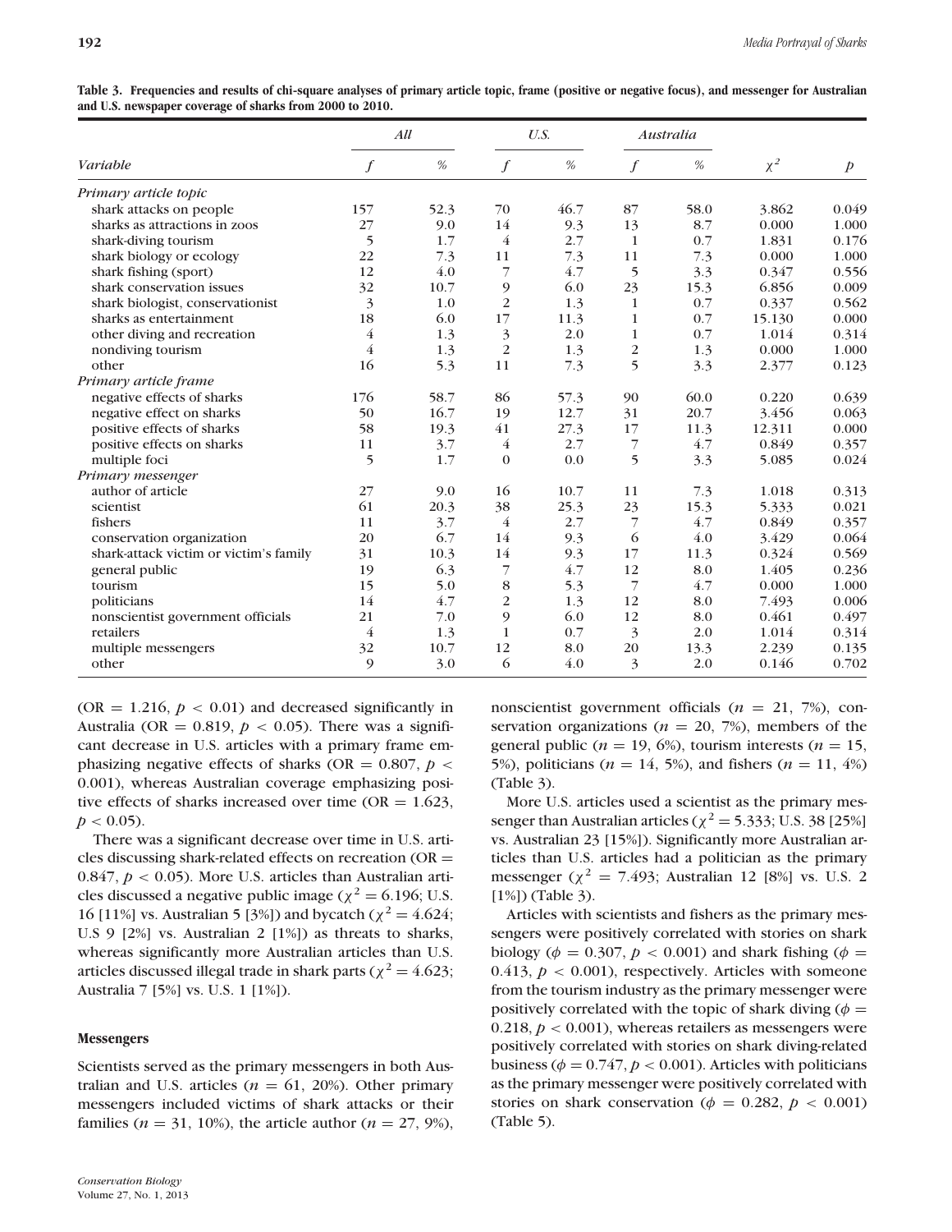**Table 3. Frequencies and results of chi-square analyses of primary article topic, frame (positive or negative focus), and messenger for Australian and U.S. newspaper coverage of sharks from 2000 to 2010.**

| Variable | *All* | | *U.S.* | | *Australia* | | | |
|---|---|---|---|---|---|---|---|---|
| | $f$ | % | $f$ | % | $f$ | % | $\chi^2$ | $p$ |
| *Primary article topic* | | | | | | | | |
| shark attacks on people | 157 | 52.3 | 70 | 46.7 | 87 | 58.0 | 3.862 | 0.049 |
| sharks as attractions in zoos | 27 | 9.0 | 14 | 9.3 | 13 | 8.7 | 0.000 | 1.000 |
| shark-diving tourism | 5 | 1.7 | 4 | 2.7 | 1 | 0.7 | 1.831 | 0.176 |
| shark biology or ecology | 22 | 7.3 | 11 | 7.3 | 11 | 7.3 | 0.000 | 1.000 |
| shark fishing (sport) | 12 | 4.0 | 7 | 4.7 | 5 | 3.3 | 0.347 | 0.556 |
| shark conservation issues | 32 | 10.7 | 9 | 6.0 | 23 | 15.3 | 6.856 | 0.009 |
| shark biologist, conservationist | 3 | 1.0 | 2 | 1.3 | 1 | 0.7 | 0.337 | 0.562 |
| sharks as entertainment | 18 | 6.0 | 17 | 11.3 | 1 | 0.7 | 15.130 | 0.000 |
| other diving and recreation | 4 | 1.3 | 3 | 2.0 | 1 | 0.7 | 1.014 | 0.314 |
| nondiving tourism | 4 | 1.3 | 2 | 1.3 | 2 | 1.3 | 0.000 | 1.000 |
| other | 16 | 5.3 | 11 | 7.3 | 5 | 3.3 | 2.377 | 0.123 |
| *Primary article frame* | | | | | | | | |
| negative effects of sharks | 176 | 58.7 | 86 | 57.3 | 90 | 60.0 | 0.220 | 0.639 |
| negative effect on sharks | 50 | 16.7 | 19 | 12.7 | 31 | 20.7 | 3.456 | 0.063 |
| positive effects of sharks | 58 | 19.3 | 41 | 27.3 | 17 | 11.3 | 12.311 | 0.000 |
| positive effects on sharks | 11 | 3.7 | 4 | 2.7 | 7 | 4.7 | 0.849 | 0.357 |
| multiple foci | 5 | 1.7 | 0 | 0.0 | 5 | 3.3 | 5.085 | 0.024 |
| *Primary messenger* | | | | | | | | |
| author of article | 27 | 9.0 | 16 | 10.7 | 11 | 7.3 | 1.018 | 0.313 |
| scientist | 61 | 20.3 | 38 | 25.3 | 23 | 15.3 | 5.333 | 0.021 |
| fishers | 11 | 3.7 | 4 | 2.7 | 7 | 4.7 | 0.849 | 0.357 |
| conservation organization | 20 | 6.7 | 14 | 9.3 | 6 | 4.0 | 3.429 | 0.064 |
| shark-attack victim or victim's family | 31 | 10.3 | 14 | 9.3 | 17 | 11.3 | 0.324 | 0.569 |
| general public | 19 | 6.3 | 7 | 4.7 | 12 | 8.0 | 1.405 | 0.236 |
| tourism | 15 | 5.0 | 8 | 5.3 | 7 | 4.7 | 0.000 | 1.000 |
| politicians | 14 | 4.7 | 2 | 1.3 | 12 | 8.0 | 7.493 | 0.006 |
| nonscientist government officials | 21 | 7.0 | 9 | 6.0 | 12 | 8.0 | 0.461 | 0.497 |
| retailers | 4 | 1.3 | 1 | 0.7 | 3 | 2.0 | 1.014 | 0.314 |
| multiple messengers | 32 | 10.7 | 12 | 8.0 | 20 | 13.3 | 2.239 | 0.135 |
| other | 9 | 3.0 | 6 | 4.0 | 3 | 2.0 | 0.146 | 0.702 |

(OR = 1.216, $p < 0.01$) and decreased significantly in Australia (OR = 0.819, $p < 0.05$). There was a significant decrease in U.S. articles with a primary frame emphasizing negative effects of sharks (OR = 0.807, $p < 0.001$), whereas Australian coverage emphasizing positive effects of sharks increased over time (OR = 1.623, $p < 0.05$).

There was a significant decrease over time in U.S. articles discussing shark-related effects on recreation (OR = 0.847, $p < 0.05$). More U.S. articles than Australian articles discussed a negative public image ($\chi^2 = 6.196$; U.S. 16 [11%] vs. Australian 5 [3%]) and bycatch ($\chi^2 = 4.624$; U.S 9 [2%] vs. Australian 2 [1%]) as threats to sharks, whereas significantly more Australian articles than U.S. articles discussed illegal trade in shark parts ($\chi^2 = 4.623$; Australia 7 [5%] vs. U.S. 1 [1%]).

### Messengers

Scientists served as the primary messengers in both Australian and U.S. articles ($n = 61$, 20%). Other primary messengers included victims of shark attacks or their families ($n = 31$, 10%), the article author ($n = 27$, 9%), nonscientist government officials ($n = 21$, 7%), conservation organizations ($n = 20$, 7%), members of the general public ($n = 19$, 6%), tourism interests ($n = 15$, 5%), politicians ($n = 14$, 5%), and fishers ($n = 11$, 4%) (Table 3).

More U.S. articles used a scientist as the primary messenger than Australian articles ($\chi^2 = 5.333$; U.S. 38 [25%] vs. Australian 23 [15%]). Significantly more Australian articles than U.S. articles had a politician as the primary messenger ($\chi^2 = 7.493$; Australian 12 [8%] vs. U.S. 2 [1%]) (Table 3).

Articles with scientists and fishers as the primary messengers were positively correlated with stories on shark biology ($\phi = 0.307$, $p < 0.001$) and shark fishing ($\phi = 0.413$, $p < 0.001$), respectively. Articles with someone from the tourism industry as the primary messenger were positively correlated with the topic of shark diving ($\phi = 0.218$, $p < 0.001$), whereas retailers as messengers were positively correlated with stories on shark diving-related business ($\phi = 0.747$, $p < 0.001$). Articles with politicians as the primary messenger were positively correlated with stories on shark conservation ($\phi = 0.282$, $p < 0.001$) (Table 5).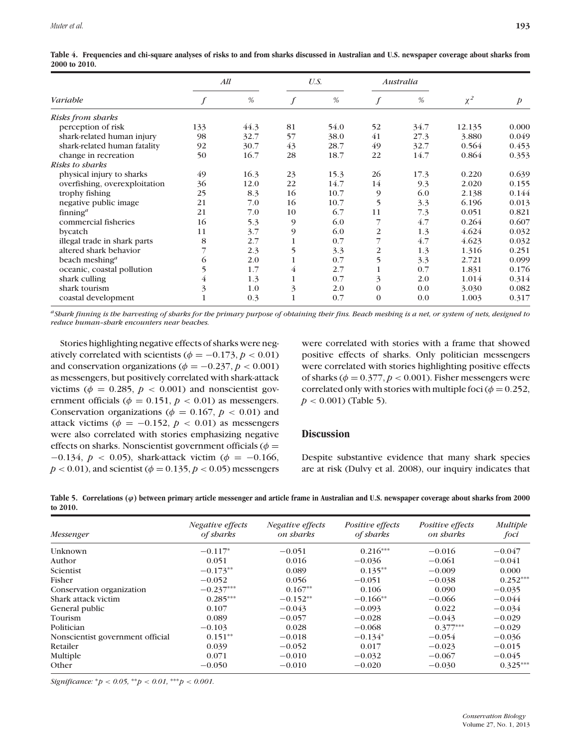**Table 4. Frequencies and chi-square analyses of risks to and from sharks discussed in Australian and U.S. newspaper coverage about sharks from 2000 to 2010.**

| Variable | *All* | | *U.S.* | | *Australia* | | | |
|---|---|---|---|---|---|---|---|---|
| | *f* | % | *f* | % | *f* | % | $\chi^2$ | *p* |
| ***Risks from sharks*** | | | | | | | | |
| perception of risk | 133 | 44.3 | 81 | 54.0 | 52 | 34.7 | 12.135 | 0.000 |
| shark-related human injury | 98 | 32.7 | 57 | 38.0 | 41 | 27.3 | 3.880 | 0.049 |
| shark-related human fatality | 92 | 30.7 | 43 | 28.7 | 49 | 32.7 | 0.564 | 0.453 |
| change in recreation | 50 | 16.7 | 28 | 18.7 | 22 | 14.7 | 0.864 | 0.353 |
| ***Risks to sharks*** | | | | | | | | |
| physical injury to sharks | 49 | 16.3 | 23 | 15.3 | 26 | 17.3 | 0.220 | 0.639 |
| overfishing, overexploitation | 36 | 12.0 | 22 | 14.7 | 14 | 9.3 | 2.020 | 0.155 |
| trophy fishing | 25 | 8.3 | 16 | 10.7 | 9 | 6.0 | 2.138 | 0.144 |
| negative public image | 21 | 7.0 | 16 | 10.7 | 5 | 3.3 | 6.196 | 0.013 |
| finning[a] | 21 | 7.0 | 10 | 6.7 | 11 | 7.3 | 0.051 | 0.821 |
| commercial fisheries | 16 | 5.3 | 9 | 6.0 | 7 | 4.7 | 0.264 | 0.607 |
| bycatch | 11 | 3.7 | 9 | 6.0 | 2 | 1.3 | 4.624 | 0.032 |
| illegal trade in shark parts | 8 | 2.7 | 1 | 0.7 | 7 | 4.7 | 4.623 | 0.032 |
| altered shark behavior | 7 | 2.3 | 5 | 3.3 | 2 | 1.3 | 1.316 | 0.251 |
| beach meshing[a] | 6 | 2.0 | 1 | 0.7 | 5 | 3.3 | 2.721 | 0.099 |
| oceanic, coastal pollution | 5 | 1.7 | 4 | 2.7 | 1 | 0.7 | 1.831 | 0.176 |
| shark culling | 4 | 1.3 | 1 | 0.7 | 3 | 2.0 | 1.014 | 0.314 |
| shark tourism | 3 | 1.0 | 3 | 2.0 | 0 | 0.0 | 3.030 | 0.082 |
| coastal development | 1 | 0.3 | 1 | 0.7 | 0 | 0.0 | 1.003 | 0.317 |

*[a]Shark finning is the harvesting of sharks for the primary purpose of obtaining their fins. Beach meshing is a net, or system of nets, designed to reduce human–shark encounters near beaches.*

Stories highlighting negative effects of sharks were negatively correlated with scientists ($\phi = -0.173, p < 0.01$) and conservation organizations ($\phi = -0.237, p < 0.001$) as messengers, but positively correlated with shark-attack victims ($\phi = 0.285, p < 0.001$) and nonscientist government officials ($\phi = 0.151, p < 0.01$) as messengers. Conservation organizations ($\phi = 0.167, p < 0.01$) and attack victims ($\phi = -0.152, p < 0.01$) as messengers were also correlated with stories emphasizing negative effects on sharks. Nonscientist government officials ($\phi = -0.134, p < 0.05$), shark-attack victim ($\phi = -0.166, p < 0.01$), and scientist ($\phi = 0.135, p < 0.05$) messengers were correlated with stories with a frame that showed positive effects of sharks. Only politician messengers were correlated with stories highlighting positive effects of sharks ($\phi = 0.377, p < 0.001$). Fisher messengers were correlated only with stories with multiple foci ($\phi = 0.252, p < 0.001$) (Table 5).

## Discussion

Despite substantive evidence that many shark species are at risk (Dulvy et al. 2008), our inquiry indicates that

**Table 5. Correlations ($\varphi$) between primary article messenger and article frame in Australian and U.S. newspaper coverage about sharks from 2000 to 2010.**

| Messenger | *Negative effects of sharks* | *Negative effects on sharks* | *Positive effects of sharks* | *Positive effects on sharks* | *Multiple foci* |
|---|---|---|---|---|---|
| Unknown | −0.117* | −0.051 | 0.216*** | −0.016 | −0.047 |
| Author | 0.051 | 0.016 | −0.036 | −0.061 | −0.041 |
| Scientist | −0.173** | 0.089 | 0.135** | −0.009 | 0.000 |
| Fisher | −0.052 | 0.056 | −0.051 | −0.038 | 0.252*** |
| Conservation organization | −0.237*** | 0.167** | 0.106 | 0.090 | −0.035 |
| Shark attack victim | 0.285*** | −0.152** | −0.166** | −0.066 | −0.044 |
| General public | 0.107 | −0.043 | −0.093 | 0.022 | −0.034 |
| Tourism | 0.089 | −0.057 | −0.028 | −0.043 | −0.029 |
| Politician | −0.103 | 0.028 | −0.068 | 0.377*** | −0.029 |
| Nonscientist government official | 0.151** | −0.018 | −0.134* | −0.054 | −0.036 |
| Retailer | 0.039 | −0.052 | 0.017 | −0.023 | −0.015 |
| Multiple | 0.071 | −0.010 | −0.032 | −0.067 | −0.045 |
| Other | −0.050 | −0.010 | −0.020 | −0.030 | 0.325*** |

*Significance:* $^{*}p < 0.05$, $^{**}p < 0.01$, $^{***}p < 0.001$.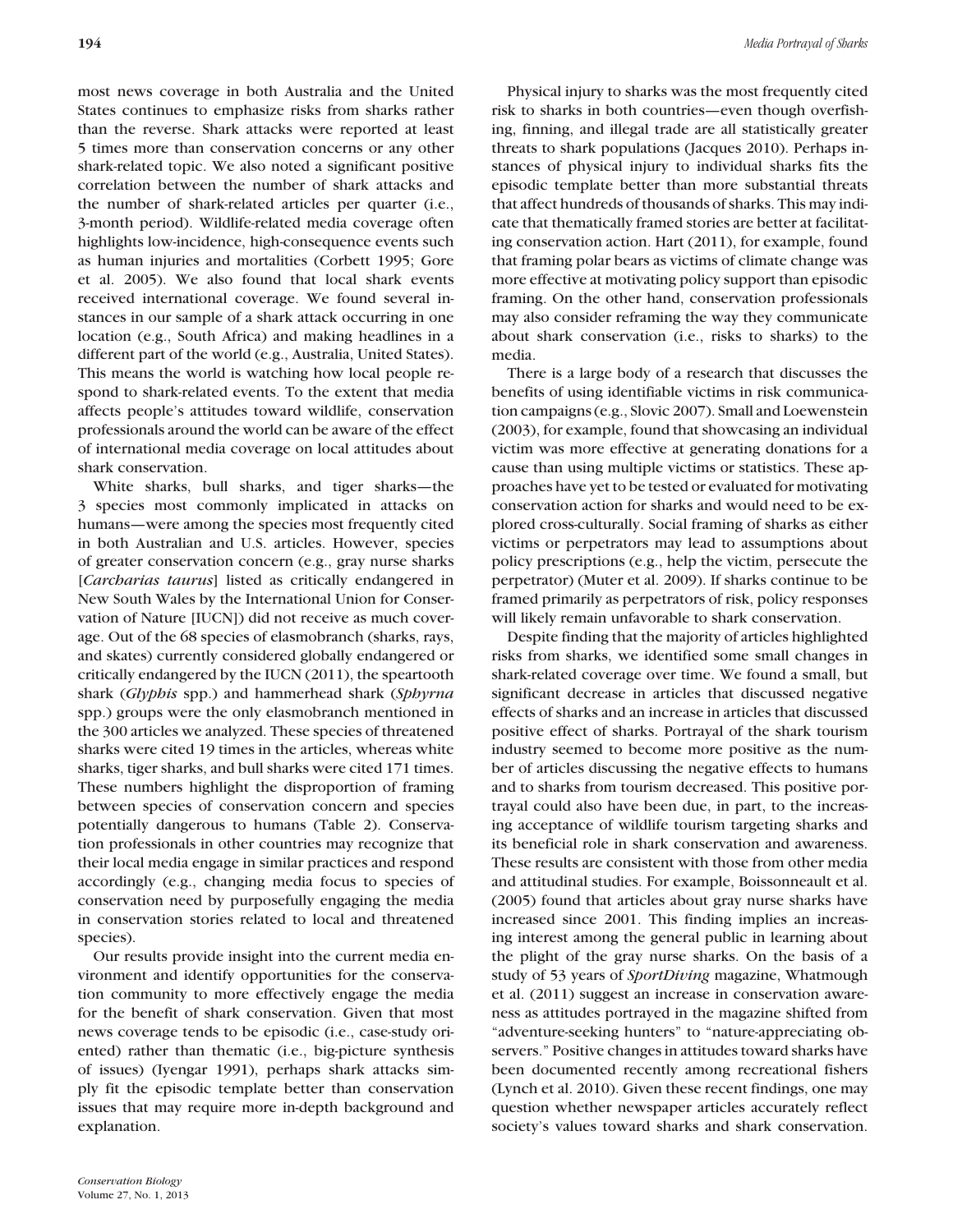most news coverage in both Australia and the United States continues to emphasize risks from sharks rather than the reverse. Shark attacks were reported at least 5 times more than conservation concerns or any other shark-related topic. We also noted a significant positive correlation between the number of shark attacks and the number of shark-related articles per quarter (i.e., 3-month period). Wildlife-related media coverage often highlights low-incidence, high-consequence events such as human injuries and mortalities (Corbett 1995; Gore et al. 2005). We also found that local shark events received international coverage. We found several instances in our sample of a shark attack occurring in one location (e.g., South Africa) and making headlines in a different part of the world (e.g., Australia, United States). This means the world is watching how local people respond to shark-related events. To the extent that media affects people's attitudes toward wildlife, conservation professionals around the world can be aware of the effect of international media coverage on local attitudes about shark conservation.

White sharks, bull sharks, and tiger sharks—the 3 species most commonly implicated in attacks on humans—were among the species most frequently cited in both Australian and U.S. articles. However, species of greater conservation concern (e.g., gray nurse sharks [*Carcharias taurus*] listed as critically endangered in New South Wales by the International Union for Conservation of Nature [IUCN]) did not receive as much coverage. Out of the 68 species of elasmobranch (sharks, rays, and skates) currently considered globally endangered or critically endangered by the IUCN (2011), the speartooth shark (*Glyphis* spp.) and hammerhead shark (*Sphyrna* spp.) groups were the only elasmobranch mentioned in the 300 articles we analyzed. These species of threatened sharks were cited 19 times in the articles, whereas white sharks, tiger sharks, and bull sharks were cited 171 times. These numbers highlight the disproportion of framing between species of conservation concern and species potentially dangerous to humans (Table 2). Conservation professionals in other countries may recognize that their local media engage in similar practices and respond accordingly (e.g., changing media focus to species of conservation need by purposefully engaging the media in conservation stories related to local and threatened species).

Our results provide insight into the current media environment and identify opportunities for the conservation community to more effectively engage the media for the benefit of shark conservation. Given that most news coverage tends to be episodic (i.e., case-study oriented) rather than thematic (i.e., big-picture synthesis of issues) (Iyengar 1991), perhaps shark attacks simply fit the episodic template better than conservation issues that may require more in-depth background and explanation.

Physical injury to sharks was the most frequently cited risk to sharks in both countries—even though overfishing, finning, and illegal trade are all statistically greater threats to shark populations (Jacques 2010). Perhaps instances of physical injury to individual sharks fits the episodic template better than more substantial threats that affect hundreds of thousands of sharks. This may indicate that thematically framed stories are better at facilitating conservation action. Hart (2011), for example, found that framing polar bears as victims of climate change was more effective at motivating policy support than episodic framing. On the other hand, conservation professionals may also consider reframing the way they communicate about shark conservation (i.e., risks to sharks) to the media.

There is a large body of a research that discusses the benefits of using identifiable victims in risk communication campaigns (e.g., Slovic 2007). Small and Loewenstein (2003), for example, found that showcasing an individual victim was more effective at generating donations for a cause than using multiple victims or statistics. These approaches have yet to be tested or evaluated for motivating conservation action for sharks and would need to be explored cross-culturally. Social framing of sharks as either victims or perpetrators may lead to assumptions about policy prescriptions (e.g., help the victim, persecute the perpetrator) (Muter et al. 2009). If sharks continue to be framed primarily as perpetrators of risk, policy responses will likely remain unfavorable to shark conservation.

Despite finding that the majority of articles highlighted risks from sharks, we identified some small changes in shark-related coverage over time. We found a small, but significant decrease in articles that discussed negative effects of sharks and an increase in articles that discussed positive effect of sharks. Portrayal of the shark tourism industry seemed to become more positive as the number of articles discussing the negative effects to humans and to sharks from tourism decreased. This positive portrayal could also have been due, in part, to the increasing acceptance of wildlife tourism targeting sharks and its beneficial role in shark conservation and awareness. These results are consistent with those from other media and attitudinal studies. For example, Boissonneault et al. (2005) found that articles about gray nurse sharks have increased since 2001. This finding implies an increasing interest among the general public in learning about the plight of the gray nurse sharks. On the basis of a study of 53 years of *SportDiving* magazine, Whatmough et al. (2011) suggest an increase in conservation awareness as attitudes portrayed in the magazine shifted from "adventure-seeking hunters" to "nature-appreciating observers." Positive changes in attitudes toward sharks have been documented recently among recreational fishers (Lynch et al. 2010). Given these recent findings, one may question whether newspaper articles accurately reflect society's values toward sharks and shark conservation.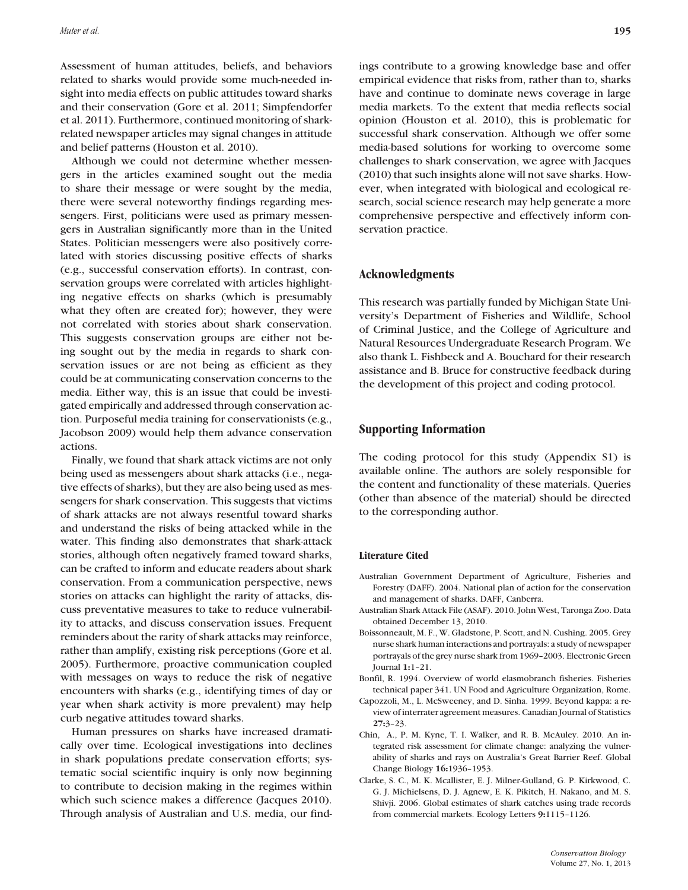Assessment of human attitudes, beliefs, and behaviors related to sharks would provide some much-needed insight into media effects on public attitudes toward sharks and their conservation (Gore et al. 2011; Simpfendorfer et al. 2011). Furthermore, continued monitoring of shark-related newspaper articles may signal changes in attitude and belief patterns (Houston et al. 2010).

Although we could not determine whether messengers in the articles examined sought out the media to share their message or were sought by the media, there were several noteworthy findings regarding messengers. First, politicians were used as primary messengers in Australian significantly more than in the United States. Politician messengers were also positively correlated with stories discussing positive effects of sharks (e.g., successful conservation efforts). In contrast, conservation groups were correlated with articles highlighting negative effects on sharks (which is presumably what they often are created for); however, they were not correlated with stories about shark conservation. This suggests conservation groups are either not being sought out by the media in regards to shark conservation issues or are not being as efficient as they could be at communicating conservation concerns to the media. Either way, this is an issue that could be investigated empirically and addressed through conservation action. Purposeful media training for conservationists (e.g., Jacobson 2009) would help them advance conservation actions.

Finally, we found that shark attack victims are not only being used as messengers about shark attacks (i.e., negative effects of sharks), but they are also being used as messengers for shark conservation. This suggests that victims of shark attacks are not always resentful toward sharks and understand the risks of being attacked while in the water. This finding also demonstrates that shark-attack stories, although often negatively framed toward sharks, can be crafted to inform and educate readers about shark conservation. From a communication perspective, news stories on attacks can highlight the rarity of attacks, discuss preventative measures to take to reduce vulnerability to attacks, and discuss conservation issues. Frequent reminders about the rarity of shark attacks may reinforce, rather than amplify, existing risk perceptions (Gore et al. 2005). Furthermore, proactive communication coupled with messages on ways to reduce the risk of negative encounters with sharks (e.g., identifying times of day or year when shark activity is more prevalent) may help curb negative attitudes toward sharks.

Human pressures on sharks have increased dramatically over time. Ecological investigations into declines in shark populations predate conservation efforts; systematic social scientific inquiry is only now beginning to contribute to decision making in the regimes within which such science makes a difference (Jacques 2010). Through analysis of Australian and U.S. media, our findings contribute to a growing knowledge base and offer empirical evidence that risks from, rather than to, sharks have and continue to dominate news coverage in large media markets. To the extent that media reflects social opinion (Houston et al. 2010), this is problematic for successful shark conservation. Although we offer some media-based solutions for working to overcome some challenges to shark conservation, we agree with Jacques (2010) that such insights alone will not save sharks. However, when integrated with biological and ecological research, social science research may help generate a more comprehensive perspective and effectively inform conservation practice.

## Acknowledgments

This research was partially funded by Michigan State University's Department of Fisheries and Wildlife, School of Criminal Justice, and the College of Agriculture and Natural Resources Undergraduate Research Program. We also thank L. Fishbeck and A. Bouchard for their research assistance and B. Bruce for constructive feedback during the development of this project and coding protocol.

## Supporting Information

The coding protocol for this study (Appendix S1) is available online. The authors are solely responsible for the content and functionality of these materials. Queries (other than absence of the material) should be directed to the corresponding author.

### Literature Cited

Australian Government Department of Agriculture, Fisheries and Forestry (DAFF). 2004. National plan of action for the conservation and management of sharks. DAFF, Canberra.

Australian Shark Attack File (ASAF). 2010. John West, Taronga Zoo. Data obtained December 13, 2010.

Boissonneault, M. F., W. Gladstone, P. Scott, and N. Cushing. 2005. Grey nurse shark human interactions and portrayals: a study of newspaper portrayals of the grey nurse shark from 1969–2003. Electronic Green Journal **1:**1–21.

Bonfil, R. 1994. Overview of world elasmobranch fisheries. Fisheries technical paper 341. UN Food and Agriculture Organization, Rome.

Capozzoli, M., L. McSweeney, and D. Sinha. 1999. Beyond kappa: a review of interrater agreement measures. Canadian Journal of Statistics **27:**3–23.

Chin, A., P. M. Kyne, T. I. Walker, and R. B. McAuley. 2010. An integrated risk assessment for climate change: analyzing the vulnerability of sharks and rays on Australia's Great Barrier Reef. Global Change Biology **16:**1936–1953.

Clarke, S. C., M. K. Mcallister, E. J. Milner-Gulland, G. P. Kirkwood, C. G. J. Michielsens, D. J. Agnew, E. K. Pikitch, H. Nakano, and M. S. Shivji. 2006. Global estimates of shark catches using trade records from commercial markets. Ecology Letters **9:**1115–1126.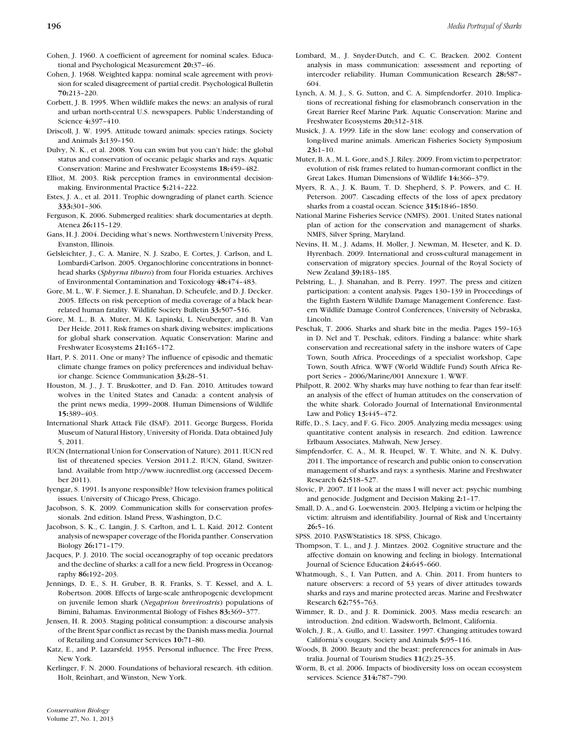Cohen, J. 1960. A coefficient of agreement for nominal scales. Educational and Psychological Measurement **20:**37–46.

Cohen, J. 1968. Weighted kappa: nominal scale agreement with provision for scaled disagreement of partial credit. Psychological Bulletin **70:**213–220.

Corbett, J. B. 1995. When wildlife makes the news: an analysis of rural and urban north-central U.S. newspapers. Public Understanding of Science **4:**397–410.

Driscoll, J. W. 1995. Attitude toward animals: species ratings. Society and Animals **3:**139–150.

Dulvy, N. K., et al. 2008. You can swim but you can't hide: the global status and conservation of oceanic pelagic sharks and rays. Aquatic Conservation: Marine and Freshwater Ecosystems **18:**459–482.

Elliot, M. 2003. Risk perception frames in environmental decision-making. Environmental Practice **5:**214–222.

Estes, J. A., et al. 2011. Trophic downgrading of planet earth. Science **333:**301–306.

Ferguson, K. 2006. Submerged realities: shark documentaries at depth. Atenea **26:**115–129.

Gans, H. J. 2004. Deciding what's news. Northwestern University Press, Evanston, Illinois.

Gelsleichter, J., C. A. Manire, N. J. Szabo, E. Cortes, J. Carlson, and L. Lombardi-Carlson. 2005. Organochlorine concentrations in bonnethead sharks (*Sphyrna tiburo*) from four Florida estuaries. Archives of Environmental Contamination and Toxicology **48:**474–483.

Gore, M. L., W. F. Siemer, J. E. Shanahan, D. Scheufele, and D. J. Decker. 2005. Effects on risk perception of media coverage of a black bear-related human fatality. Wildlife Society Bulletin **33:**507–516.

Gore, M. L., B. A. Muter, M. K. Lapinski, L. Neuberger, and B. Van Der Heide. 2011. Risk frames on shark diving websites: implications for global shark conservation. Aquatic Conservation: Marine and Freshwater Ecosystems **21:**165–172.

Hart, P. S. 2011. One or many? The influence of episodic and thematic climate change frames on policy preferences and individual behavior change. Science Communication **33:**28–51.

Houston, M. J., J. T. Bruskotter, and D. Fan. 2010. Attitudes toward wolves in the United States and Canada: a content analysis of the print news media, 1999–2008. Human Dimensions of Wildlife **15:**389–403.

International Shark Attack File (ISAF). 2011. George Burgess, Florida Museum of Natural History, University of Florida. Data obtained July 5, 2011.

IUCN (International Union for Conservation of Nature). 2011. IUCN red list of threatened species. Version 2011.2. IUCN, Gland, Switzerland. Available from http://www.iucnredlist.org (accessed December 2011).

Iyengar, S. 1991. Is anyone responsible? How television frames political issues. University of Chicago Press, Chicago.

Jacobson, S. K. 2009. Communication skills for conservation professionals. 2nd edition. Island Press, Washington, D.C.

Jacobson, S. K., C. Langin, J. S. Carlton, and L. L. Kaid. 2012. Content analysis of newspaper coverage of the Florida panther. Conservation Biology **26:**171–179.

Jacques, P. J. 2010. The social oceanography of top oceanic predators and the decline of sharks: a call for a new field. Progress in Oceanography **86:**192–203.

Jennings, D. E., S. H. Gruber, B. R. Franks, S. T. Kessel, and A. L. Robertson. 2008. Effects of large-scale anthropogenic development on juvenile lemon shark (*Negaprion brevirostris*) populations of Bimini, Bahamas. Environmental Biology of Fishes **83:**369–377.

Jensen, H. R. 2003. Staging political consumption: a discourse analysis of the Brent Spar conflict as recast by the Danish mass media. Journal of Retailing and Consumer Services **10:**71–80.

Katz, E., and P. Lazarsfeld. 1955. Personal influence. The Free Press, New York.

Kerlinger, F. N. 2000. Foundations of behavioral research. 4th edition. Holt, Reinhart, and Winston, New York.

Lombard, M., J. Snyder-Dutch, and C. C. Bracken. 2002. Content analysis in mass communication: assessment and reporting of intercoder reliability. Human Communication Research **28:**587–604.

Lynch, A. M. J., S. G. Sutton, and C. A. Simpfendorfer. 2010. Implications of recreational fishing for elasmobranch conservation in the Great Barrier Reef Marine Park. Aquatic Conservation: Marine and Freshwater Ecosystems **20:**312–318.

Musick, J. A. 1999. Life in the slow lane: ecology and conservation of long-lived marine animals. American Fisheries Society Symposium **23:**1–10.

Muter, B. A., M. L. Gore, and S. J. Riley. 2009. From victim to perpetrator: evolution of risk frames related to human-cormorant conflict in the Great Lakes. Human Dimensions of Wildlife **14:**366–379.

Myers, R. A., J. K. Baum, T. D. Shepherd, S. P. Powers, and C. H. Peterson. 2007. Cascading effects of the loss of apex predatory sharks from a coastal ocean. Science **315:**1846–1850.

National Marine Fisheries Service (NMFS). 2001. United States national plan of action for the conservation and management of sharks. NMFS, Silver Spring, Maryland.

Nevins, H. M., J. Adams, H. Moller, J. Newman, M. Heseter, and K. D. Hyrenbach. 2009. International and cross-cultural management in conservation of migratory species. Journal of the Royal Society of New Zealand **39:**183–185.

Pelstring, L., J. Shanahan, and B. Perry. 1997. The press and citizen participation: a content analysis. Pages 130–139 in Proceedings of the Eighth Eastern Wildlife Damage Management Conference. Eastern Wildlife Damage Control Conferences, University of Nebraska, Lincoln.

Peschak, T. 2006. Sharks and shark bite in the media. Pages 159–163 in D. Nel and T. Peschak, editors. Finding a balance: white shark conservation and recreational safety in the inshore waters of Cape Town, South Africa. Proceedings of a specialist workshop, Cape Town, South Africa. WWF (World Wildlife Fund) South Africa Report Series – 2006/Marine/001 Annexure 1. WWF.

Philpott, R. 2002. Why sharks may have nothing to fear than fear itself: an analysis of the effect of human attitudes on the conservation of the white shark. Colorado Journal of International Environmental Law and Policy **13:**445–472.

Riffe, D., S. Lacy, and F. G. Fico. 2005. Analyzing media messages: using quantitative content analysis in research. 2nd edition. Lawrence Erlbaum Associates, Mahwah, New Jersey.

Simpfendorfer, C. A., M. R. Heupel, W. T. White, and N. K. Dulvy. 2011. The importance of research and public onion to conservation management of sharks and rays: a synthesis. Marine and Freshwater Research **62:**518–527.

Slovic, P. 2007. If I look at the mass I will never act: psychic numbing and genocide. Judgment and Decision Making **2:**1–17.

Small, D. A., and G. Loewenstein. 2003. Helping a victim or helping the victim: altruism and identifiability. Journal of Risk and Uncertainty **26:**5–16.

SPSS. 2010. PASWStatistics 18. SPSS, Chicago.

Thompson, T. L., and J. J. Mintzes. 2002. Cognitive structure and the affective domain on knowing and feeling in biology. International Journal of Science Education **24:**645–660.

Whatmough, S., I. Van Putten, and A. Chin. 2011. From hunters to nature observers: a record of 53 years of diver attitudes towards sharks and rays and marine protected areas. Marine and Freshwater Research **62:**755–763.

Wimmer, R. D., and J. R. Dominick. 2003. Mass media research: an introduction. 2nd edition. Wadsworth, Belmont, California.

Wolch, J. R., A. Gullo, and U. Lassiter. 1997. Changing attitudes toward California's cougars. Society and Animals **5:**95–116.

Woods, B. 2000. Beauty and the beast: preferences for animals in Australia. Journal of Tourism Studies **11**(2):25–35.

Worm, B, et al. 2006. Impacts of biodiversity loss on ocean ecosystem services. Science **314:**787–790.